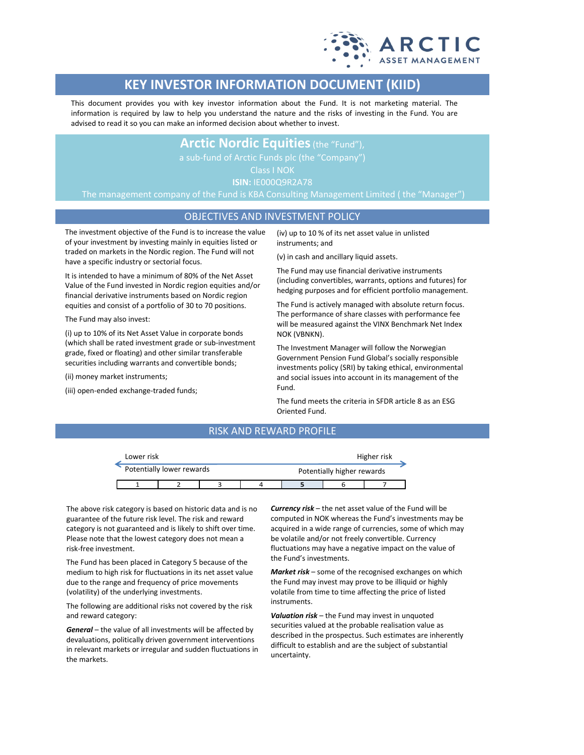# KEY INVESTOR INFORMATION DOCUMENT (KIID)

This document provides you with key investor information about the Fund. It is not marketing material. The information is required by law to help you understand the nature and the risks of investing in the Fund. You are advised to read it so you can make an informed decision about whether to invest.

**Arctic Nordic Equities** (the "Fund"),
a sub-fund of Arctic Funds plc (the "Company")
Class I NOK
**ISIN:** IE000Q9R2A78
The management company of the Fund is KBA Consulting Management Limited ( the "Manager")

## OBJECTIVES AND INVESTMENT POLICY

The investment objective of the Fund is to increase the value of your investment by investing mainly in equities listed or traded on markets in the Nordic region. The Fund will not have a specific industry or sectorial focus.

It is intended to have a minimum of 80% of the Net Asset Value of the Fund invested in Nordic region equities and/or financial derivative instruments based on Nordic region equities and consist of a portfolio of 30 to 70 positions.

The Fund may also invest:

(i) up to 10% of its Net Asset Value in corporate bonds (which shall be rated investment grade or sub-investment grade, fixed or floating) and other similar transferable securities including warrants and convertible bonds;

(ii) money market instruments;

(iii) open-ended exchange-traded funds;

(iv) up to 10 % of its net asset value in unlisted instruments; and

(v) in cash and ancillary liquid assets.

The Fund may use financial derivative instruments (including convertibles, warrants, options and futures) for hedging purposes and for efficient portfolio management.

The Fund is actively managed with absolute return focus. The performance of share classes with performance fee will be measured against the VINX Benchmark Net Index NOK (VBNKN).

The Investment Manager will follow the Norwegian Government Pension Fund Global's socially responsible investments policy (SRI) by taking ethical, environmental and social issues into account in its management of the Fund.

The fund meets the criteria in SFDR article 8 as an ESG Oriented Fund.

## RISK AND REWARD PROFILE

Lower risk — Higher risk

Potentially lower rewards — Potentially higher rewards

| 1 | 2 | 3 | 4 | **5** | 6 | 7 |
|---|---|---|---|---|---|---|

The above risk category is based on historic data and is no guarantee of the future risk level. The risk and reward category is not guaranteed and is likely to shift over time. Please note that the lowest category does not mean a risk-free investment.

The Fund has been placed in Category 5 because of the medium to high risk for fluctuations in its net asset value due to the range and frequency of price movements (volatility) of the underlying investments.

The following are additional risks not covered by the risk and reward category:

***General*** – the value of all investments will be affected by devaluations, politically driven government interventions in relevant markets or irregular and sudden fluctuations in the markets.

***Currency risk*** – the net asset value of the Fund will be computed in NOK whereas the Fund's investments may be acquired in a wide range of currencies, some of which may be volatile and/or not freely convertible. Currency fluctuations may have a negative impact on the value of the Fund's investments.

***Market risk*** – some of the recognised exchanges on which the Fund may invest may prove to be illiquid or highly volatile from time to time affecting the price of listed instruments.

***Valuation risk*** – the Fund may invest in unquoted securities valued at the probable realisation value as described in the prospectus. Such estimates are inherently difficult to establish and are the subject of substantial uncertainty.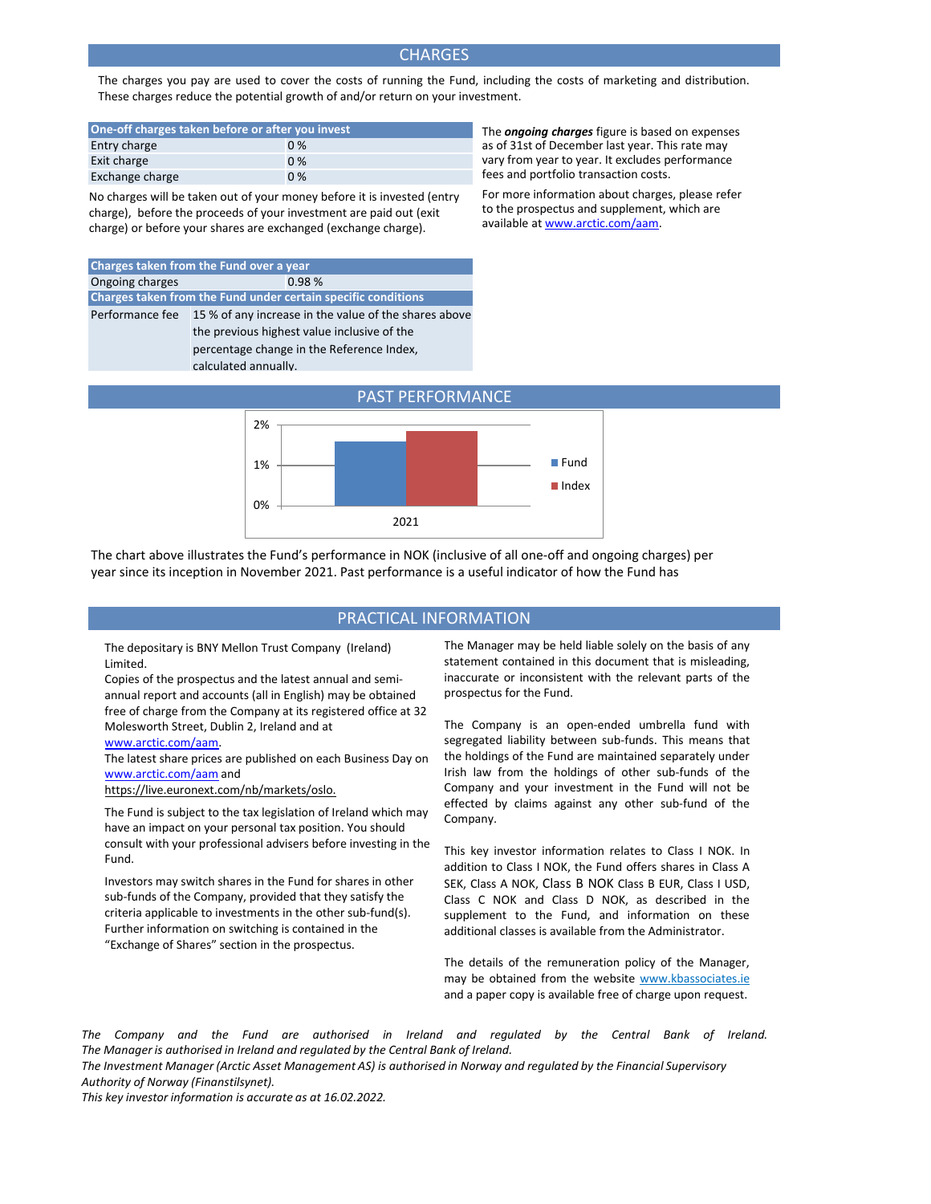## CHARGES

The charges you pay are used to cover the costs of running the Fund, including the costs of marketing and distribution. These charges reduce the potential growth of and/or return on your investment.

| One-off charges taken before or after you invest | |
|---|---|
| Entry charge | 0 % |
| Exit charge | 0 % |
| Exchange charge | 0 % |

No charges will be taken out of your money before it is invested (entry charge), before the proceeds of your investment are paid out (exit charge) or before your shares are exchanged (exchange charge).

| Charges taken from the Fund over a year | |
|---|---|
| Ongoing charges | 0.98 % |
| **Charges taken from the Fund under certain specific conditions** | |
| Performance fee | 15 % of any increase in the value of the shares above the previous highest value inclusive of the percentage change in the Reference Index, calculated annually. |

The ***ongoing charges*** figure is based on expenses as of 31st of December last year. This rate may vary from year to year. It excludes performance fees and portfolio transaction costs.

For more information about charges, please refer to the prospectus and supplement, which are available at www.arctic.com/aam.

## PAST PERFORMANCE

2%
1%
0%
2021
Fund
Index

The chart above illustrates the Fund's performance in NOK (inclusive of all one-off and ongoing charges) per year since its inception in November 2021. Past performance is a useful indicator of how the Fund has

## PRACTICAL INFORMATION

The depositary is BNY Mellon Trust Company (Ireland) Limited.

Copies of the prospectus and the latest annual and semi-annual report and accounts (all in English) may be obtained free of charge from the Company at its registered office at 32 Molesworth Street, Dublin 2, Ireland and at www.arctic.com/aam.

The latest share prices are published on each Business Day on www.arctic.com/aam and https://live.euronext.com/nb/markets/oslo.

The Fund is subject to the tax legislation of Ireland which may have an impact on your personal tax position. You should consult with your professional advisers before investing in the Fund.

Investors may switch shares in the Fund for shares in other sub-funds of the Company, provided that they satisfy the criteria applicable to investments in the other sub-fund(s). Further information on switching is contained in the "Exchange of Shares" section in the prospectus.

The Manager may be held liable solely on the basis of any statement contained in this document that is misleading, inaccurate or inconsistent with the relevant parts of the prospectus for the Fund.

The Company is an open-ended umbrella fund with segregated liability between sub-funds. This means that the holdings of the Fund are maintained separately under Irish law from the holdings of other sub-funds of the Company and your investment in the Fund will not be effected by claims against any other sub-fund of the Company.

This key investor information relates to Class I NOK. In addition to Class I NOK, the Fund offers shares in Class A SEK, Class A NOK, Class B NOK Class B EUR, Class I USD, Class C NOK and Class D NOK, as described in the supplement to the Fund, and information on these additional classes is available from the Administrator.

The details of the remuneration policy of the Manager, may be obtained from the website www.kbassociates.ie and a paper copy is available free of charge upon request.

*The Company and the Fund are authorised in Ireland and regulated by the Central Bank of Ireland.*
*The Manager is authorised in Ireland and regulated by the Central Bank of Ireland.*
*The Investment Manager (Arctic Asset Management AS) is authorised in Norway and regulated by the Financial Supervisory Authority of Norway (Finanstilsynet).*
*This key investor information is accurate as at 16.02.2022.*